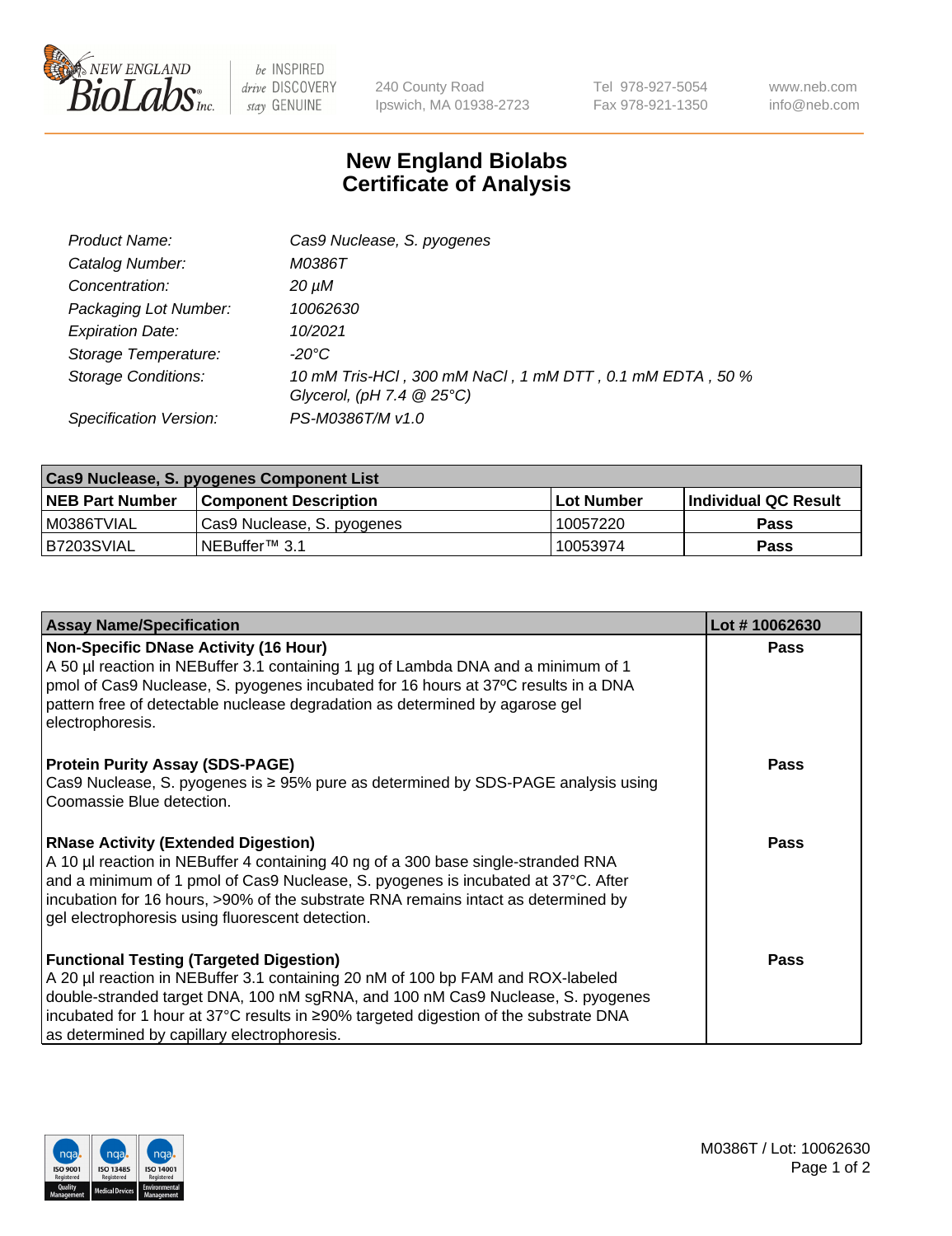# New England Biolabs Certificate of Analysis

| | |
|---|---|
| *Product Name:* | *Cas9 Nuclease, S. pyogenes* |
| *Catalog Number:* | *M0386T* |
| *Concentration:* | *20 µM* |
| *Packaging Lot Number:* | *10062630* |
| *Expiration Date:* | *10/2021* |
| *Storage Temperature:* | *-20°C* |
| *Storage Conditions:* | *10 mM Tris-HCl , 300 mM NaCl , 1 mM DTT , 0.1 mM EDTA , 50 % Glycerol, (pH 7.4 @ 25°C)* |
| *Specification Version:* | *PS-M0386T/M v1.0* |

| Cas9 Nuclease, S. pyogenes Component List | | | |
|---|---|---|---|
| **NEB Part Number** | **Component Description** | **Lot Number** | **Individual QC Result** |
| M0386TVIAL | Cas9 Nuclease, S. pyogenes | 10057220 | **Pass** |
| B7203SVIAL | NEBuffer™ 3.1 | 10053974 | **Pass** |

| Assay Name/Specification | Lot # 10062630 |
|---|---|
| **Non-Specific DNase Activity (16 Hour)**<br>A 50 µl reaction in NEBuffer 3.1 containing 1 µg of Lambda DNA and a minimum of 1 pmol of Cas9 Nuclease, S. pyogenes incubated for 16 hours at 37ºC results in a DNA pattern free of detectable nuclease degradation as determined by agarose gel electrophoresis. | **Pass** |
| **Protein Purity Assay (SDS-PAGE)**<br>Cas9 Nuclease, S. pyogenes is ≥ 95% pure as determined by SDS-PAGE analysis using Coomassie Blue detection. | **Pass** |
| **RNase Activity (Extended Digestion)**<br>A 10 µl reaction in NEBuffer 4 containing 40 ng of a 300 base single-stranded RNA and a minimum of 1 pmol of Cas9 Nuclease, S. pyogenes is incubated at 37°C. After incubation for 16 hours, >90% of the substrate RNA remains intact as determined by gel electrophoresis using fluorescent detection. | **Pass** |
| **Functional Testing (Targeted Digestion)**<br>A 20 µl reaction in NEBuffer 3.1 containing 20 nM of 100 bp FAM and ROX-labeled double-stranded target DNA, 100 nM sgRNA, and 100 nM Cas9 Nuclease, S. pyogenes incubated for 1 hour at 37°C results in ≥90% targeted digestion of the substrate DNA as determined by capillary electrophoresis. | **Pass** |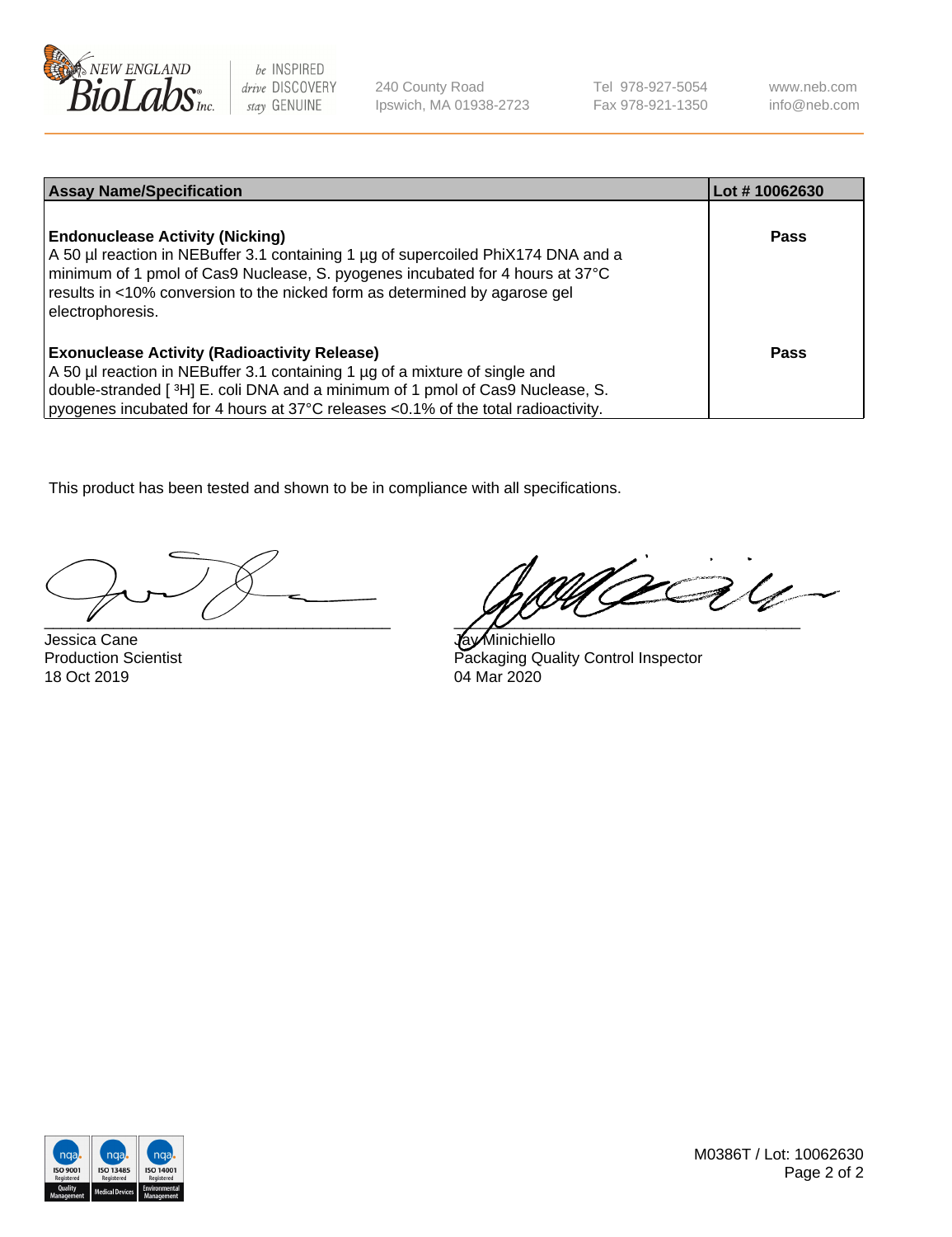| Assay Name/Specification | Lot # 10062630 |
|---|---|
| **Endonuclease Activity (Nicking)**<br>A 50 µl reaction in NEBuffer 3.1 containing 1 µg of supercoiled PhiX174 DNA and a minimum of 1 pmol of Cas9 Nuclease, S. pyogenes incubated for 4 hours at 37°C results in <10% conversion to the nicked form as determined by agarose gel electrophoresis. | **Pass** |
| **Exonuclease Activity (Radioactivity Release)**<br>A 50 µl reaction in NEBuffer 3.1 containing 1 µg of a mixture of single and double-stranded [ $^3$H] E. coli DNA and a minimum of 1 pmol of Cas9 Nuclease, S. pyogenes incubated for 4 hours at 37°C releases <0.1% of the total radioactivity. | **Pass** |

This product has been tested and shown to be in compliance with all specifications.

Jessica Cane
Production Scientist
18 Oct 2019

Jay Minichiello
Packaging Quality Control Inspector
04 Mar 2020

M0386T / Lot: 10062630